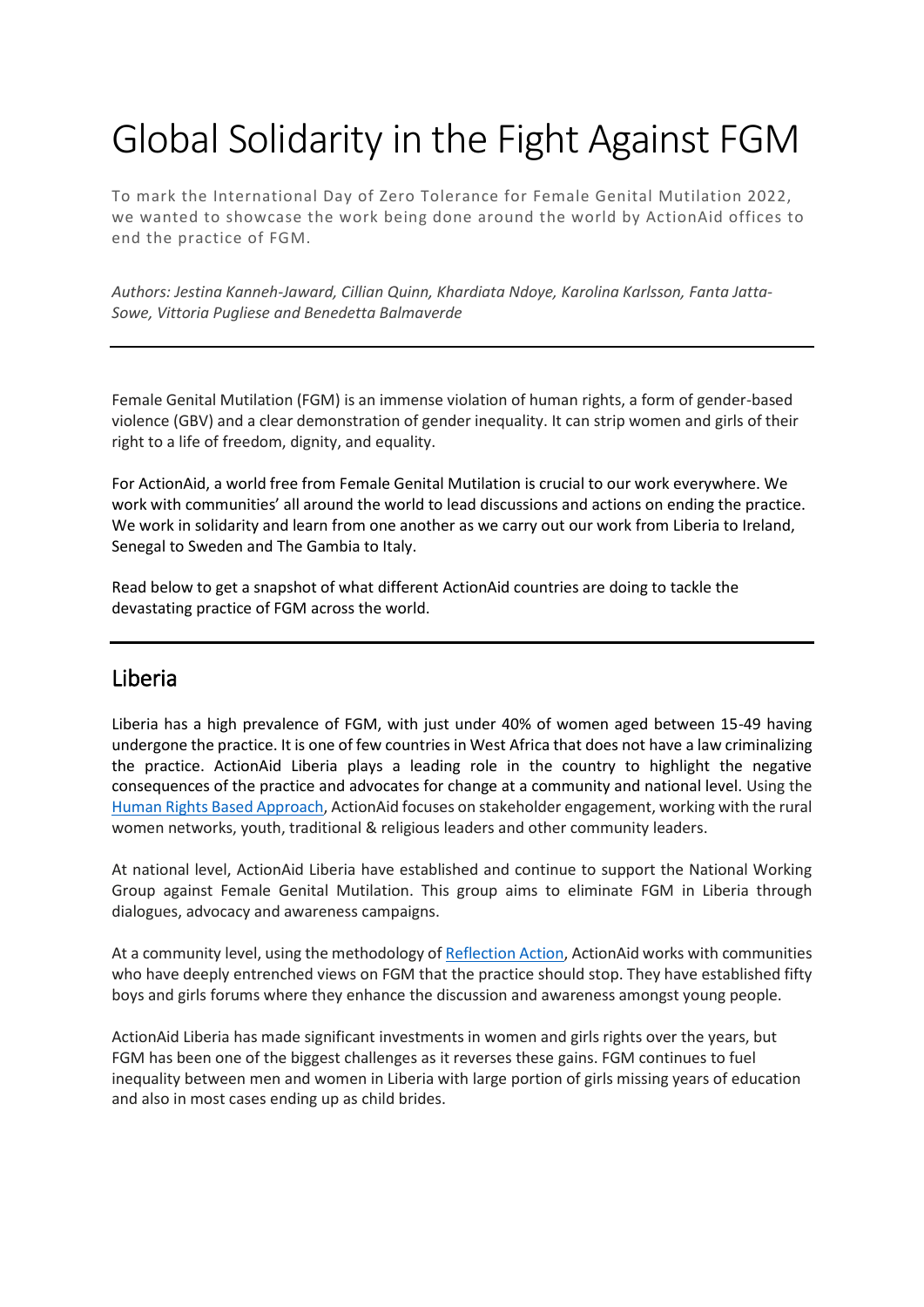# Global Solidarity in the Fight Against FGM

To mark the International Day of Zero Tolerance for Female Genital Mutilation 2022, we wanted to showcase the work being done around the world by ActionAid offices to end the practice of FGM.

*Authors: Jestina Kanneh-Jaward, Cillian Quinn, Khardiata Ndoye, Karolina Karlsson, Fanta Jatta-Sowe, Vittoria Pugliese and Benedetta Balmaverde*

---

Female Genital Mutilation (FGM) is an immense violation of human rights, a form of gender-based violence (GBV) and a clear demonstration of gender inequality. It can strip women and girls of their right to a life of freedom, dignity, and equality.

For ActionAid, a world free from Female Genital Mutilation is crucial to our work everywhere. We work with communities' all around the world to lead discussions and actions on ending the practice. We work in solidarity and learn from one another as we carry out our work from Liberia to Ireland, Senegal to Sweden and The Gambia to Italy.

Read below to get a snapshot of what different ActionAid countries are doing to tackle the devastating practice of FGM across the world.

---

## Liberia

Liberia has a high prevalence of FGM, with just under 40% of women aged between 15-49 having undergone the practice. It is one of few countries in West Africa that does not have a law criminalizing the practice. ActionAid Liberia plays a leading role in the country to highlight the negative consequences of the practice and advocates for change at a community and national level. Using the Human Rights Based Approach, ActionAid focuses on stakeholder engagement, working with the rural women networks, youth, traditional & religious leaders and other community leaders.

At national level, ActionAid Liberia have established and continue to support the National Working Group against Female Genital Mutilation. This group aims to eliminate FGM in Liberia through dialogues, advocacy and awareness campaigns.

At a community level, using the methodology of Reflection Action, ActionAid works with communities who have deeply entrenched views on FGM that the practice should stop. They have established fifty boys and girls forums where they enhance the discussion and awareness amongst young people.

ActionAid Liberia has made significant investments in women and girls rights over the years, but FGM has been one of the biggest challenges as it reverses these gains. FGM continues to fuel inequality between men and women in Liberia with large portion of girls missing years of education and also in most cases ending up as child brides.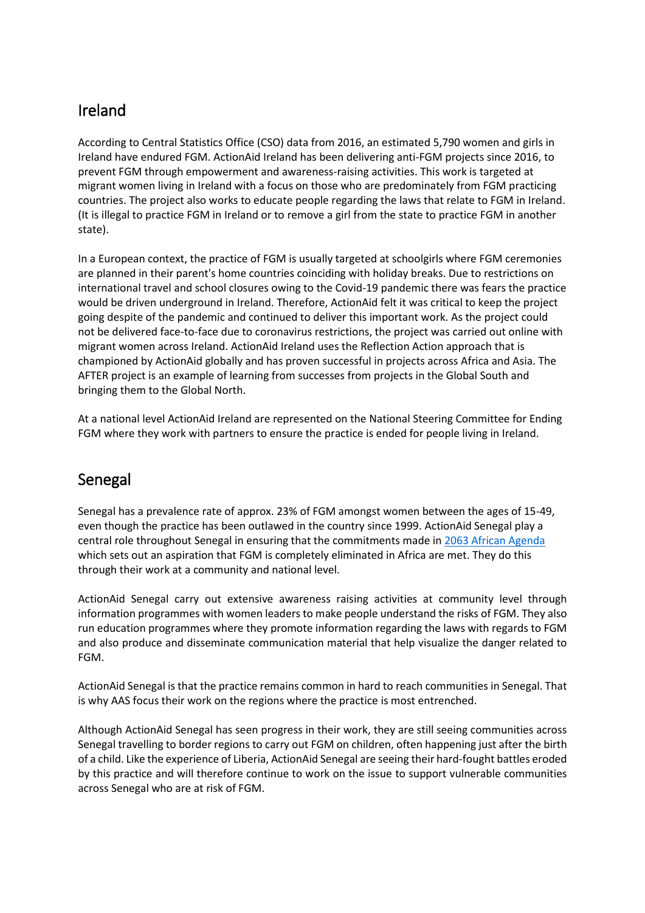## Ireland

According to Central Statistics Office (CSO) data from 2016, an estimated 5,790 women and girls in Ireland have endured FGM. ActionAid Ireland has been delivering anti-FGM projects since 2016, to prevent FGM through empowerment and awareness-raising activities. This work is targeted at migrant women living in Ireland with a focus on those who are predominately from FGM practicing countries. The project also works to educate people regarding the laws that relate to FGM in Ireland. (It is illegal to practice FGM in Ireland or to remove a girl from the state to practice FGM in another state).

In a European context, the practice of FGM is usually targeted at schoolgirls where FGM ceremonies are planned in their parent's home countries coinciding with holiday breaks. Due to restrictions on international travel and school closures owing to the Covid-19 pandemic there was fears the practice would be driven underground in Ireland. Therefore, ActionAid felt it was critical to keep the project going despite of the pandemic and continued to deliver this important work. As the project could not be delivered face-to-face due to coronavirus restrictions, the project was carried out online with migrant women across Ireland. ActionAid Ireland uses the Reflection Action approach that is championed by ActionAid globally and has proven successful in projects across Africa and Asia. The AFTER project is an example of learning from successes from projects in the Global South and bringing them to the Global North.

At a national level ActionAid Ireland are represented on the National Steering Committee for Ending FGM where they work with partners to ensure the practice is ended for people living in Ireland.

## Senegal

Senegal has a prevalence rate of approx. 23% of FGM amongst women between the ages of 15-49, even though the practice has been outlawed in the country since 1999. ActionAid Senegal play a central role throughout Senegal in ensuring that the commitments made in [2063 African Agenda] which sets out an aspiration that FGM is completely eliminated in Africa are met. They do this through their work at a community and national level.

ActionAid Senegal carry out extensive awareness raising activities at community level through information programmes with women leaders to make people understand the risks of FGM. They also run education programmes where they promote information regarding the laws with regards to FGM and also produce and disseminate communication material that help visualize the danger related to FGM.

ActionAid Senegal is that the practice remains common in hard to reach communities in Senegal. That is why AAS focus their work on the regions where the practice is most entrenched.

Although ActionAid Senegal has seen progress in their work, they are still seeing communities across Senegal travelling to border regions to carry out FGM on children, often happening just after the birth of a child. Like the experience of Liberia, ActionAid Senegal are seeing their hard-fought battles eroded by this practice and will therefore continue to work on the issue to support vulnerable communities across Senegal who are at risk of FGM.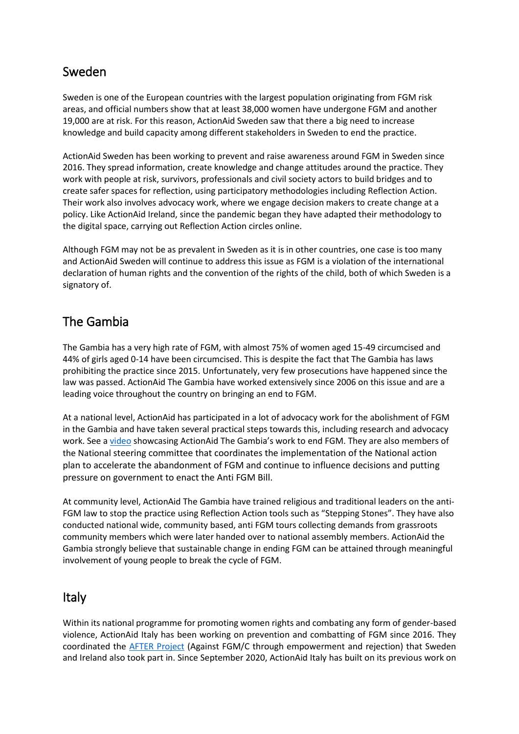## Sweden

Sweden is one of the European countries with the largest population originating from FGM risk areas, and official numbers show that at least 38,000 women have undergone FGM and another 19,000 are at risk. For this reason, ActionAid Sweden saw that there a big need to increase knowledge and build capacity among different stakeholders in Sweden to end the practice.

ActionAid Sweden has been working to prevent and raise awareness around FGM in Sweden since 2016. They spread information, create knowledge and change attitudes around the practice. They work with people at risk, survivors, professionals and civil society actors to build bridges and to create safer spaces for reflection, using participatory methodologies including Reflection Action. Their work also involves advocacy work, where we engage decision makers to create change at a policy. Like ActionAid Ireland, since the pandemic began they have adapted their methodology to the digital space, carrying out Reflection Action circles online.

Although FGM may not be as prevalent in Sweden as it is in other countries, one case is too many and ActionAid Sweden will continue to address this issue as FGM is a violation of the international declaration of human rights and the convention of the rights of the child, both of which Sweden is a signatory of.

## The Gambia

The Gambia has a very high rate of FGM, with almost 75% of women aged 15-49 circumcised and 44% of girls aged 0-14 have been circumcised. This is despite the fact that The Gambia has laws prohibiting the practice since 2015. Unfortunately, very few prosecutions have happened since the law was passed. ActionAid The Gambia have worked extensively since 2006 on this issue and are a leading voice throughout the country on bringing an end to FGM.

At a national level, ActionAid has participated in a lot of advocacy work for the abolishment of FGM in the Gambia and have taken several practical steps towards this, including research and advocacy work. See a video showcasing ActionAid The Gambia's work to end FGM. They are also members of the National steering committee that coordinates the implementation of the National action plan to accelerate the abandonment of FGM and continue to influence decisions and putting pressure on government to enact the Anti FGM Bill.

At community level, ActionAid The Gambia have trained religious and traditional leaders on the anti-FGM law to stop the practice using Reflection Action tools such as "Stepping Stones". They have also conducted national wide, community based, anti FGM tours collecting demands from grassroots community members which were later handed over to national assembly members. ActionAid the Gambia strongly believe that sustainable change in ending FGM can be attained through meaningful involvement of young people to break the cycle of FGM.

## Italy

Within its national programme for promoting women rights and combating any form of gender-based violence, ActionAid Italy has been working on prevention and combatting of FGM since 2016. They coordinated the AFTER Project (Against FGM/C through empowerment and rejection) that Sweden and Ireland also took part in. Since September 2020, ActionAid Italy has built on its previous work on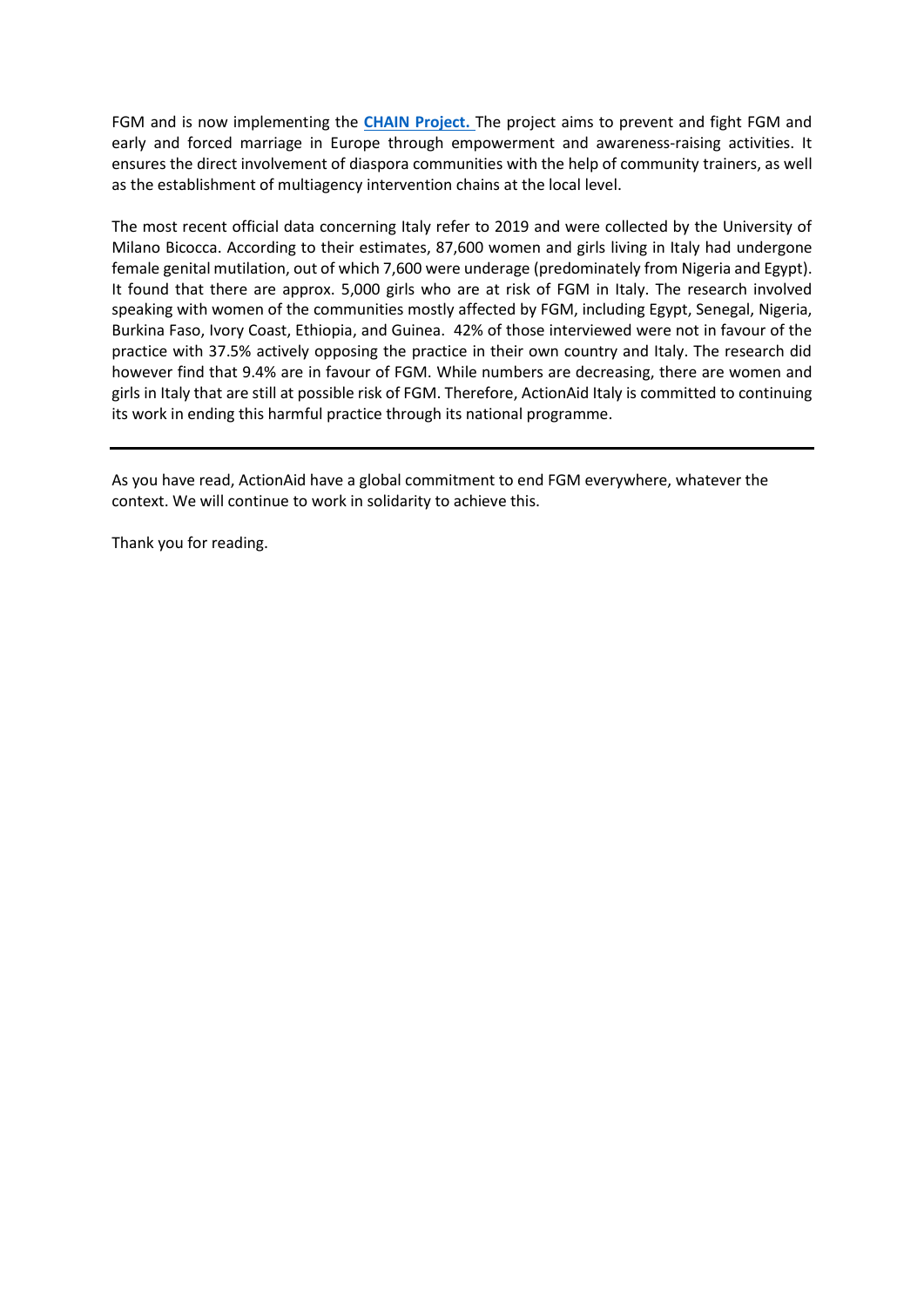FGM and is now implementing the **CHAIN Project.** The project aims to prevent and fight FGM and early and forced marriage in Europe through empowerment and awareness-raising activities. It ensures the direct involvement of diaspora communities with the help of community trainers, as well as the establishment of multiagency intervention chains at the local level.

The most recent official data concerning Italy refer to 2019 and were collected by the University of Milano Bicocca. According to their estimates, 87,600 women and girls living in Italy had undergone female genital mutilation, out of which 7,600 were underage (predominately from Nigeria and Egypt). It found that there are approx. 5,000 girls who are at risk of FGM in Italy. The research involved speaking with women of the communities mostly affected by FGM, including Egypt, Senegal, Nigeria, Burkina Faso, Ivory Coast, Ethiopia, and Guinea. 42% of those interviewed were not in favour of the practice with 37.5% actively opposing the practice in their own country and Italy. The research did however find that 9.4% are in favour of FGM. While numbers are decreasing, there are women and girls in Italy that are still at possible risk of FGM. Therefore, ActionAid Italy is committed to continuing its work in ending this harmful practice through its national programme.

---

As you have read, ActionAid have a global commitment to end FGM everywhere, whatever the context. We will continue to work in solidarity to achieve this.

Thank you for reading.